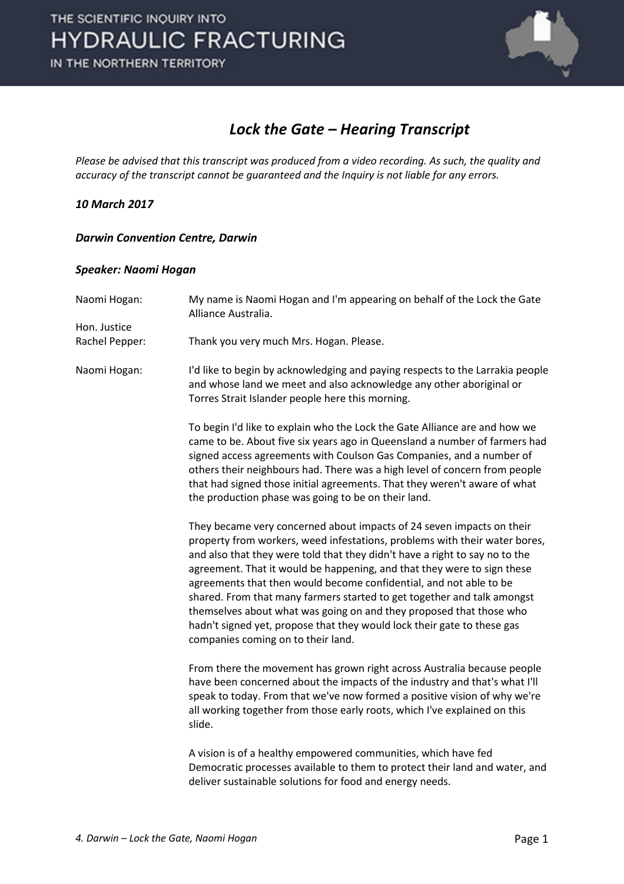# Lock the Gate – Hearing Transcript

*Please be advised that this transcript was produced from a video recording. As such, the quality and accuracy of the transcript cannot be guaranteed and the Inquiry is not liable for any errors.*

***10 March 2017***

***Darwin Convention Centre, Darwin***

***Speaker: Naomi Hogan***

| | |
|---|---|
| Naomi Hogan: | My name is Naomi Hogan and I'm appearing on behalf of the Lock the Gate Alliance Australia. |
| Hon. Justice Rachel Pepper: | Thank you very much Mrs. Hogan. Please. |
| Naomi Hogan: | I'd like to begin by acknowledging and paying respects to the Larrakia people and whose land we meet and also acknowledge any other aboriginal or Torres Strait Islander people here this morning. |
| | To begin I'd like to explain who the Lock the Gate Alliance are and how we came to be. About five six years ago in Queensland a number of farmers had signed access agreements with Coulson Gas Companies, and a number of others their neighbours had. There was a high level of concern from people that had signed those initial agreements. That they weren't aware of what the production phase was going to be on their land. |
| | They became very concerned about impacts of 24 seven impacts on their property from workers, weed infestations, problems with their water bores, and also that they were told that they didn't have a right to say no to the agreement. That it would be happening, and that they were to sign these agreements that then would become confidential, and not able to be shared. From that many farmers started to get together and talk amongst themselves about what was going on and they proposed that those who hadn't signed yet, propose that they would lock their gate to these gas companies coming on to their land. |
| | From there the movement has grown right across Australia because people have been concerned about the impacts of the industry and that's what I'll speak to today. From that we've now formed a positive vision of why we're all working together from those early roots, which I've explained on this slide. |
| | A vision is of a healthy empowered communities, which have fed Democratic processes available to them to protect their land and water, and deliver sustainable solutions for food and energy needs. |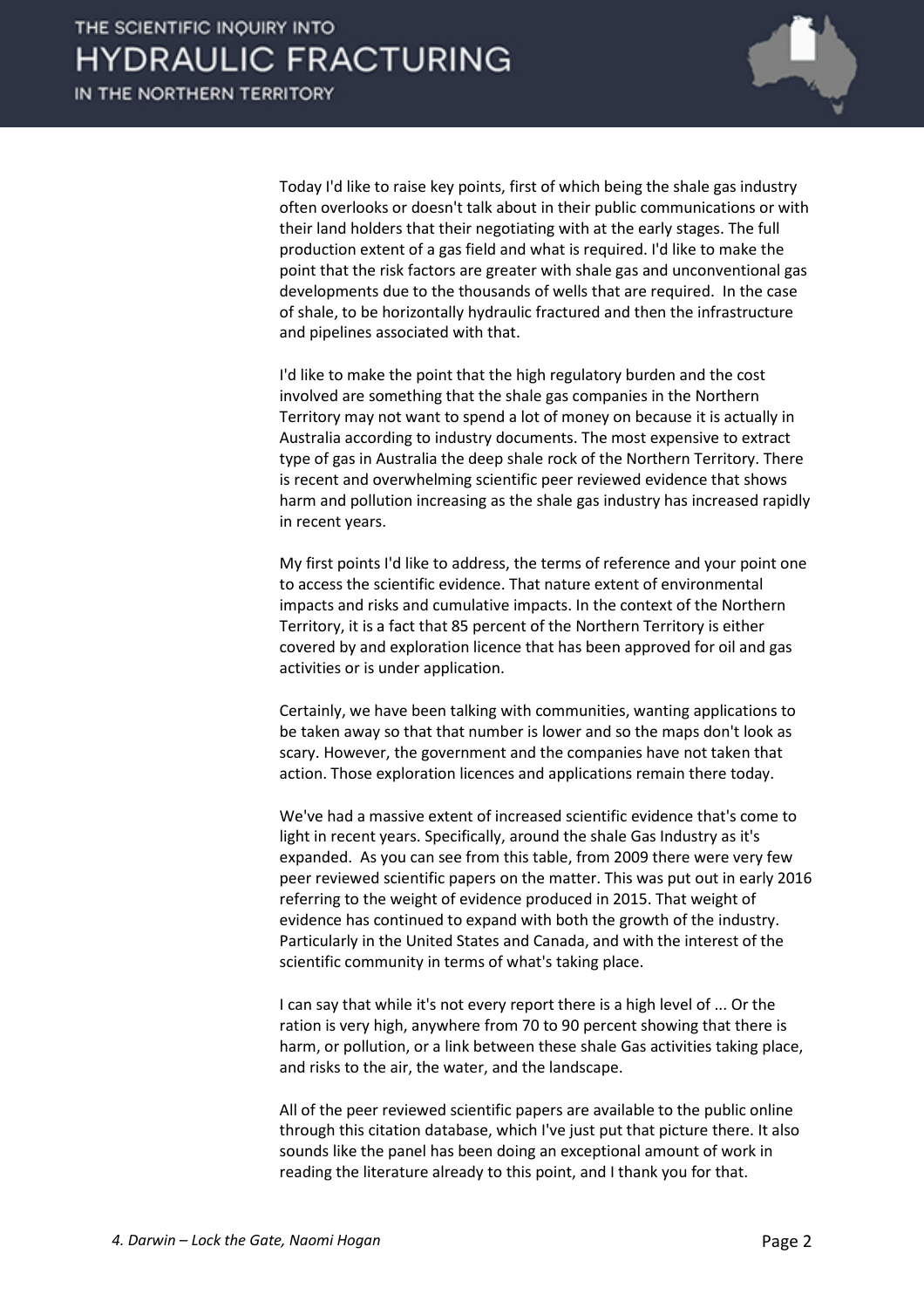Today I'd like to raise key points, first of which being the shale gas industry often overlooks or doesn't talk about in their public communications or with their land holders that their negotiating with at the early stages. The full production extent of a gas field and what is required. I'd like to make the point that the risk factors are greater with shale gas and unconventional gas developments due to the thousands of wells that are required. In the case of shale, to be horizontally hydraulic fractured and then the infrastructure and pipelines associated with that.

I'd like to make the point that the high regulatory burden and the cost involved are something that the shale gas companies in the Northern Territory may not want to spend a lot of money on because it is actually in Australia according to industry documents. The most expensive to extract type of gas in Australia the deep shale rock of the Northern Territory. There is recent and overwhelming scientific peer reviewed evidence that shows harm and pollution increasing as the shale gas industry has increased rapidly in recent years.

My first points I'd like to address, the terms of reference and your point one to access the scientific evidence. That nature extent of environmental impacts and risks and cumulative impacts. In the context of the Northern Territory, it is a fact that 85 percent of the Northern Territory is either covered by and exploration licence that has been approved for oil and gas activities or is under application.

Certainly, we have been talking with communities, wanting applications to be taken away so that that number is lower and so the maps don't look as scary. However, the government and the companies have not taken that action. Those exploration licences and applications remain there today.

We've had a massive extent of increased scientific evidence that's come to light in recent years. Specifically, around the shale Gas Industry as it's expanded. As you can see from this table, from 2009 there were very few peer reviewed scientific papers on the matter. This was put out in early 2016 referring to the weight of evidence produced in 2015. That weight of evidence has continued to expand with both the growth of the industry. Particularly in the United States and Canada, and with the interest of the scientific community in terms of what's taking place.

I can say that while it's not every report there is a high level of ... Or the ration is very high, anywhere from 70 to 90 percent showing that there is harm, or pollution, or a link between these shale Gas activities taking place, and risks to the air, the water, and the landscape.

All of the peer reviewed scientific papers are available to the public online through this citation database, which I've just put that picture there. It also sounds like the panel has been doing an exceptional amount of work in reading the literature already to this point, and I thank you for that.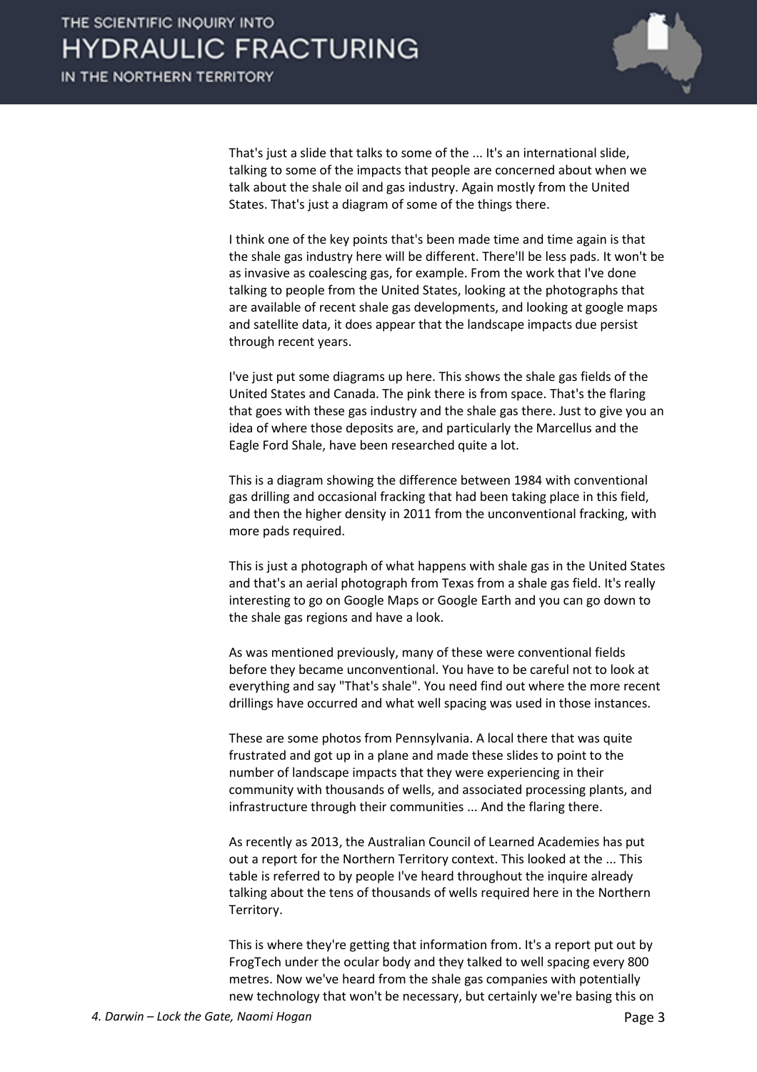That's just a slide that talks to some of the ... It's an international slide, talking to some of the impacts that people are concerned about when we talk about the shale oil and gas industry. Again mostly from the United States. That's just a diagram of some of the things there.

I think one of the key points that's been made time and time again is that the shale gas industry here will be different. There'll be less pads. It won't be as invasive as coalescing gas, for example. From the work that I've done talking to people from the United States, looking at the photographs that are available of recent shale gas developments, and looking at google maps and satellite data, it does appear that the landscape impacts due persist through recent years.

I've just put some diagrams up here. This shows the shale gas fields of the United States and Canada. The pink there is from space. That's the flaring that goes with these gas industry and the shale gas there. Just to give you an idea of where those deposits are, and particularly the Marcellus and the Eagle Ford Shale, have been researched quite a lot.

This is a diagram showing the difference between 1984 with conventional gas drilling and occasional fracking that had been taking place in this field, and then the higher density in 2011 from the unconventional fracking, with more pads required.

This is just a photograph of what happens with shale gas in the United States and that's an aerial photograph from Texas from a shale gas field. It's really interesting to go on Google Maps or Google Earth and you can go down to the shale gas regions and have a look.

As was mentioned previously, many of these were conventional fields before they became unconventional. You have to be careful not to look at everything and say "That's shale". You need find out where the more recent drillings have occurred and what well spacing was used in those instances.

These are some photos from Pennsylvania. A local there that was quite frustrated and got up in a plane and made these slides to point to the number of landscape impacts that they were experiencing in their community with thousands of wells, and associated processing plants, and infrastructure through their communities ... And the flaring there.

As recently as 2013, the Australian Council of Learned Academies has put out a report for the Northern Territory context. This looked at the ... This table is referred to by people I've heard throughout the inquire already talking about the tens of thousands of wells required here in the Northern Territory.

This is where they're getting that information from. It's a report put out by FrogTech under the ocular body and they talked to well spacing every 800 metres. Now we've heard from the shale gas companies with potentially new technology that won't be necessary, but certainly we're basing this on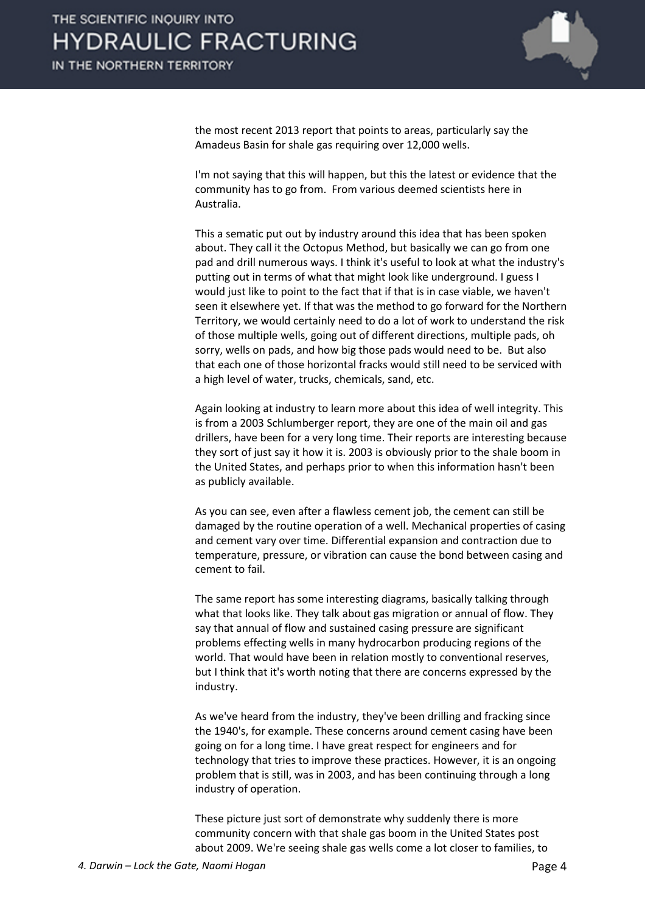the most recent 2013 report that points to areas, particularly say the Amadeus Basin for shale gas requiring over 12,000 wells.

I'm not saying that this will happen, but this the latest or evidence that the community has to go from. From various deemed scientists here in Australia.

This a sematic put out by industry around this idea that has been spoken about. They call it the Octopus Method, but basically we can go from one pad and drill numerous ways. I think it's useful to look at what the industry's putting out in terms of what that might look like underground. I guess I would just like to point to the fact that if that is in case viable, we haven't seen it elsewhere yet. If that was the method to go forward for the Northern Territory, we would certainly need to do a lot of work to understand the risk of those multiple wells, going out of different directions, multiple pads, oh sorry, wells on pads, and how big those pads would need to be. But also that each one of those horizontal fracks would still need to be serviced with a high level of water, trucks, chemicals, sand, etc.

Again looking at industry to learn more about this idea of well integrity. This is from a 2003 Schlumberger report, they are one of the main oil and gas drillers, have been for a very long time. Their reports are interesting because they sort of just say it how it is. 2003 is obviously prior to the shale boom in the United States, and perhaps prior to when this information hasn't been as publicly available.

As you can see, even after a flawless cement job, the cement can still be damaged by the routine operation of a well. Mechanical properties of casing and cement vary over time. Differential expansion and contraction due to temperature, pressure, or vibration can cause the bond between casing and cement to fail.

The same report has some interesting diagrams, basically talking through what that looks like. They talk about gas migration or annual of flow. They say that annual of flow and sustained casing pressure are significant problems effecting wells in many hydrocarbon producing regions of the world. That would have been in relation mostly to conventional reserves, but I think that it's worth noting that there are concerns expressed by the industry.

As we've heard from the industry, they've been drilling and fracking since the 1940's, for example. These concerns around cement casing have been going on for a long time. I have great respect for engineers and for technology that tries to improve these practices. However, it is an ongoing problem that is still, was in 2003, and has been continuing through a long industry of operation.

These picture just sort of demonstrate why suddenly there is more community concern with that shale gas boom in the United States post about 2009. We're seeing shale gas wells come a lot closer to families, to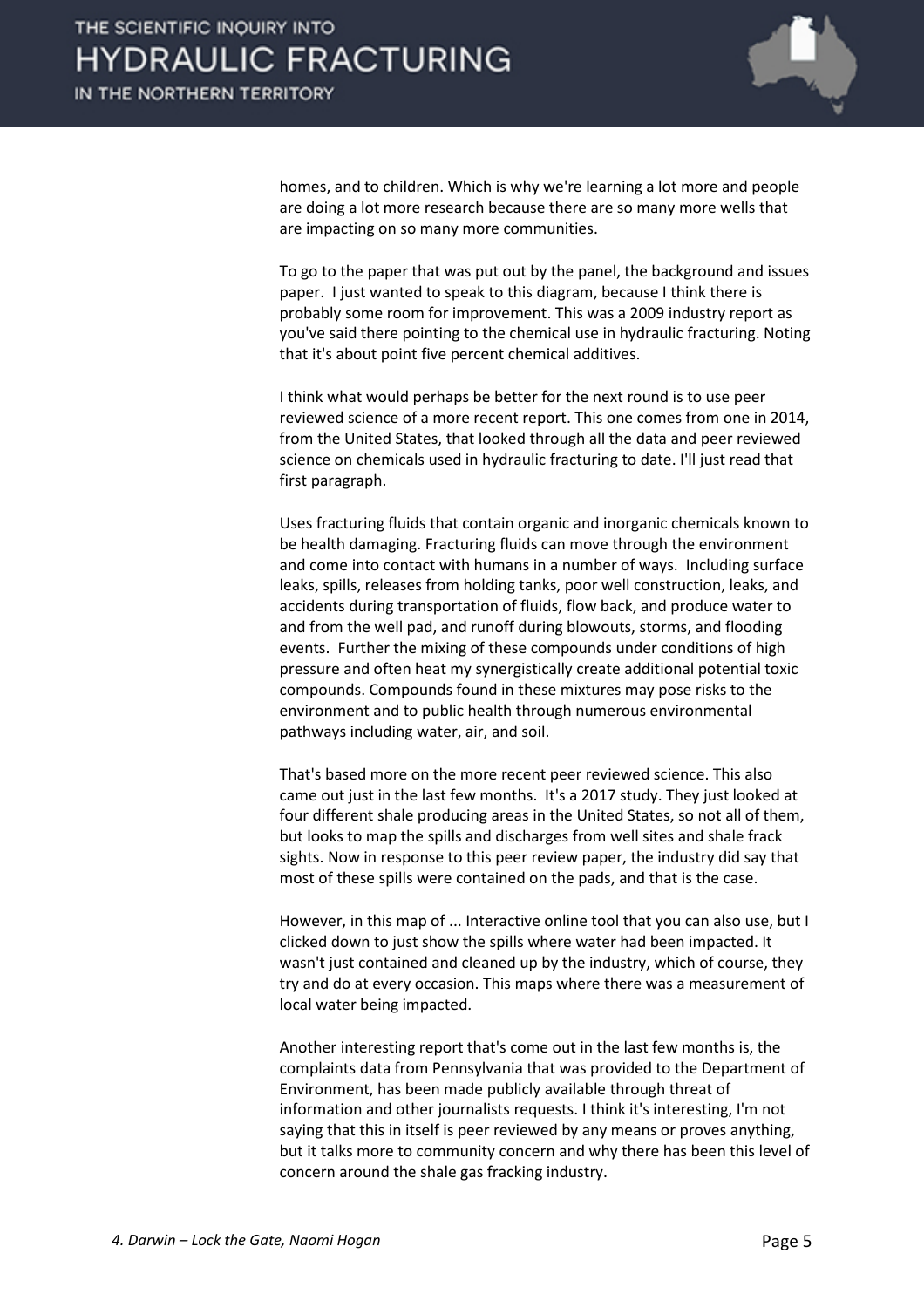homes, and to children. Which is why we're learning a lot more and people are doing a lot more research because there are so many more wells that are impacting on so many more communities.

To go to the paper that was put out by the panel, the background and issues paper. I just wanted to speak to this diagram, because I think there is probably some room for improvement. This was a 2009 industry report as you've said there pointing to the chemical use in hydraulic fracturing. Noting that it's about point five percent chemical additives.

I think what would perhaps be better for the next round is to use peer reviewed science of a more recent report. This one comes from one in 2014, from the United States, that looked through all the data and peer reviewed science on chemicals used in hydraulic fracturing to date. I'll just read that first paragraph.

Uses fracturing fluids that contain organic and inorganic chemicals known to be health damaging. Fracturing fluids can move through the environment and come into contact with humans in a number of ways. Including surface leaks, spills, releases from holding tanks, poor well construction, leaks, and accidents during transportation of fluids, flow back, and produce water to and from the well pad, and runoff during blowouts, storms, and flooding events. Further the mixing of these compounds under conditions of high pressure and often heat my synergistically create additional potential toxic compounds. Compounds found in these mixtures may pose risks to the environment and to public health through numerous environmental pathways including water, air, and soil.

That's based more on the more recent peer reviewed science. This also came out just in the last few months. It's a 2017 study. They just looked at four different shale producing areas in the United States, so not all of them, but looks to map the spills and discharges from well sites and shale frack sights. Now in response to this peer review paper, the industry did say that most of these spills were contained on the pads, and that is the case.

However, in this map of ... Interactive online tool that you can also use, but I clicked down to just show the spills where water had been impacted. It wasn't just contained and cleaned up by the industry, which of course, they try and do at every occasion. This maps where there was a measurement of local water being impacted.

Another interesting report that's come out in the last few months is, the complaints data from Pennsylvania that was provided to the Department of Environment, has been made publicly available through threat of information and other journalists requests. I think it's interesting, I'm not saying that this in itself is peer reviewed by any means or proves anything, but it talks more to community concern and why there has been this level of concern around the shale gas fracking industry.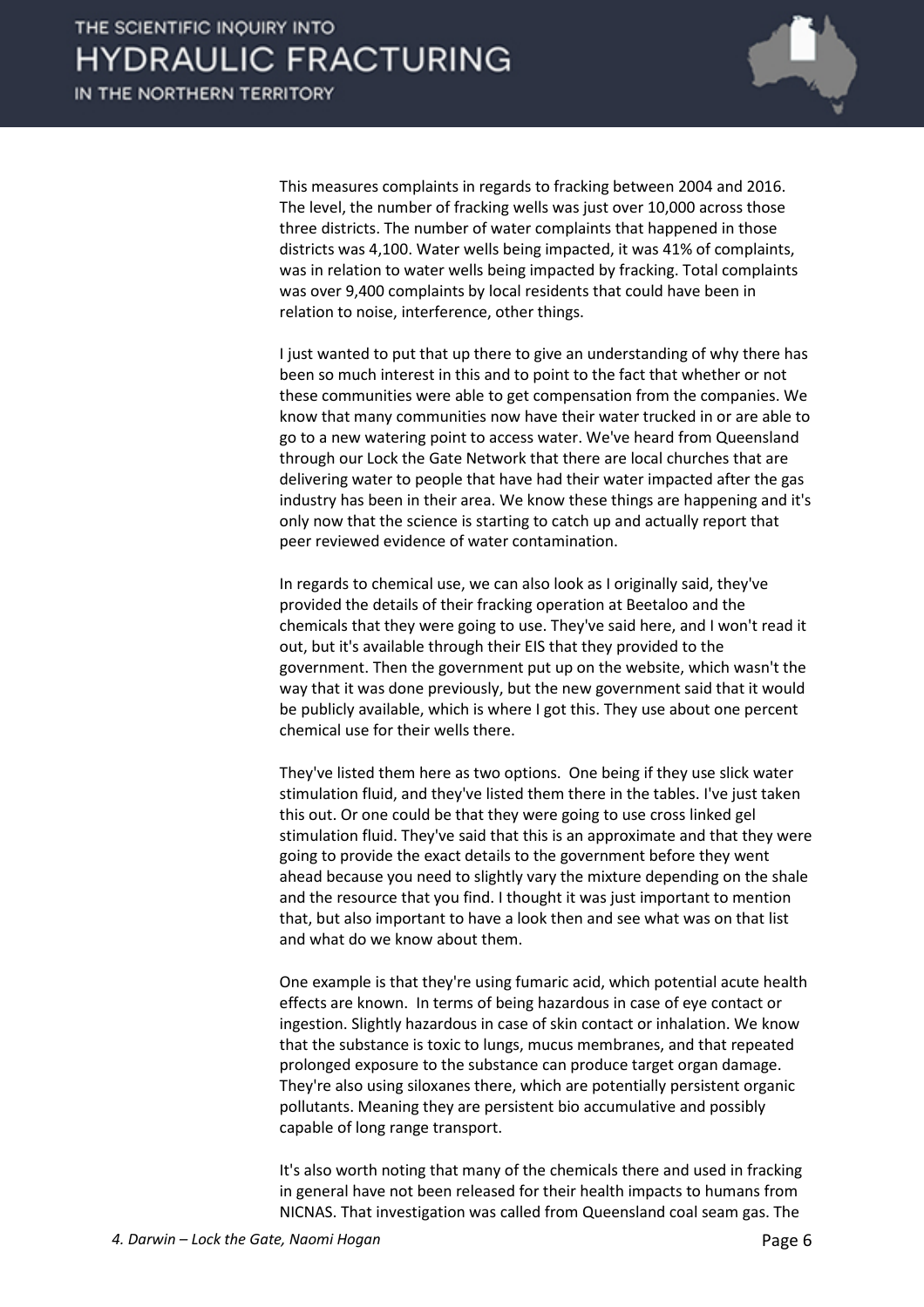This measures complaints in regards to fracking between 2004 and 2016. The level, the number of fracking wells was just over 10,000 across those three districts. The number of water complaints that happened in those districts was 4,100. Water wells being impacted, it was 41% of complaints, was in relation to water wells being impacted by fracking. Total complaints was over 9,400 complaints by local residents that could have been in relation to noise, interference, other things.

I just wanted to put that up there to give an understanding of why there has been so much interest in this and to point to the fact that whether or not these communities were able to get compensation from the companies. We know that many communities now have their water trucked in or are able to go to a new watering point to access water. We've heard from Queensland through our Lock the Gate Network that there are local churches that are delivering water to people that have had their water impacted after the gas industry has been in their area. We know these things are happening and it's only now that the science is starting to catch up and actually report that peer reviewed evidence of water contamination.

In regards to chemical use, we can also look as I originally said, they've provided the details of their fracking operation at Beetaloo and the chemicals that they were going to use. They've said here, and I won't read it out, but it's available through their EIS that they provided to the government. Then the government put up on the website, which wasn't the way that it was done previously, but the new government said that it would be publicly available, which is where I got this. They use about one percent chemical use for their wells there.

They've listed them here as two options. One being if they use slick water stimulation fluid, and they've listed them there in the tables. I've just taken this out. Or one could be that they were going to use cross linked gel stimulation fluid. They've said that this is an approximate and that they were going to provide the exact details to the government before they went ahead because you need to slightly vary the mixture depending on the shale and the resource that you find. I thought it was just important to mention that, but also important to have a look then and see what was on that list and what do we know about them.

One example is that they're using fumaric acid, which potential acute health effects are known. In terms of being hazardous in case of eye contact or ingestion. Slightly hazardous in case of skin contact or inhalation. We know that the substance is toxic to lungs, mucus membranes, and that repeated prolonged exposure to the substance can produce target organ damage. They're also using siloxanes there, which are potentially persistent organic pollutants. Meaning they are persistent bio accumulative and possibly capable of long range transport.

It's also worth noting that many of the chemicals there and used in fracking in general have not been released for their health impacts to humans from NICNAS. That investigation was called from Queensland coal seam gas. The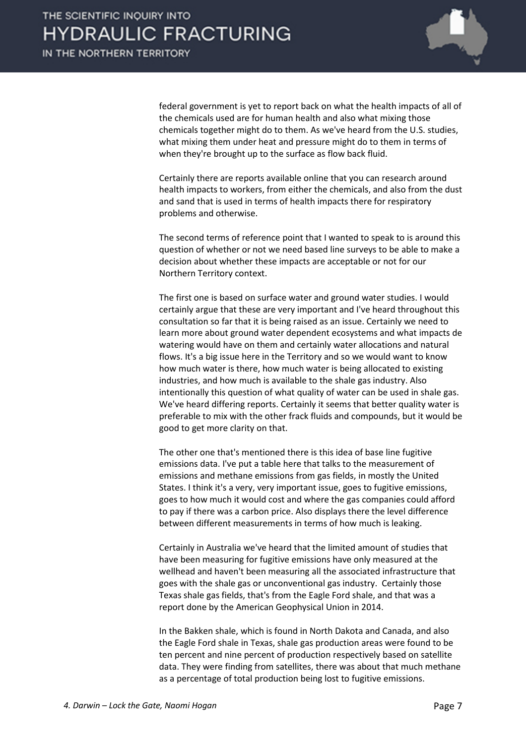federal government is yet to report back on what the health impacts of all of the chemicals used are for human health and also what mixing those chemicals together might do to them. As we've heard from the U.S. studies, what mixing them under heat and pressure might do to them in terms of when they're brought up to the surface as flow back fluid.

Certainly there are reports available online that you can research around health impacts to workers, from either the chemicals, and also from the dust and sand that is used in terms of health impacts there for respiratory problems and otherwise.

The second terms of reference point that I wanted to speak to is around this question of whether or not we need based line surveys to be able to make a decision about whether these impacts are acceptable or not for our Northern Territory context.

The first one is based on surface water and ground water studies. I would certainly argue that these are very important and I've heard throughout this consultation so far that it is being raised as an issue. Certainly we need to learn more about ground water dependent ecosystems and what impacts de watering would have on them and certainly water allocations and natural flows. It's a big issue here in the Territory and so we would want to know how much water is there, how much water is being allocated to existing industries, and how much is available to the shale gas industry. Also intentionally this question of what quality of water can be used in shale gas. We've heard differing reports. Certainly it seems that better quality water is preferable to mix with the other frack fluids and compounds, but it would be good to get more clarity on that.

The other one that's mentioned there is this idea of base line fugitive emissions data. I've put a table here that talks to the measurement of emissions and methane emissions from gas fields, in mostly the United States. I think it's a very, very important issue, goes to fugitive emissions, goes to how much it would cost and where the gas companies could afford to pay if there was a carbon price. Also displays there the level difference between different measurements in terms of how much is leaking.

Certainly in Australia we've heard that the limited amount of studies that have been measuring for fugitive emissions have only measured at the wellhead and haven't been measuring all the associated infrastructure that goes with the shale gas or unconventional gas industry. Certainly those Texas shale gas fields, that's from the Eagle Ford shale, and that was a report done by the American Geophysical Union in 2014.

In the Bakken shale, which is found in North Dakota and Canada, and also the Eagle Ford shale in Texas, shale gas production areas were found to be ten percent and nine percent of production respectively based on satellite data. They were finding from satellites, there was about that much methane as a percentage of total production being lost to fugitive emissions.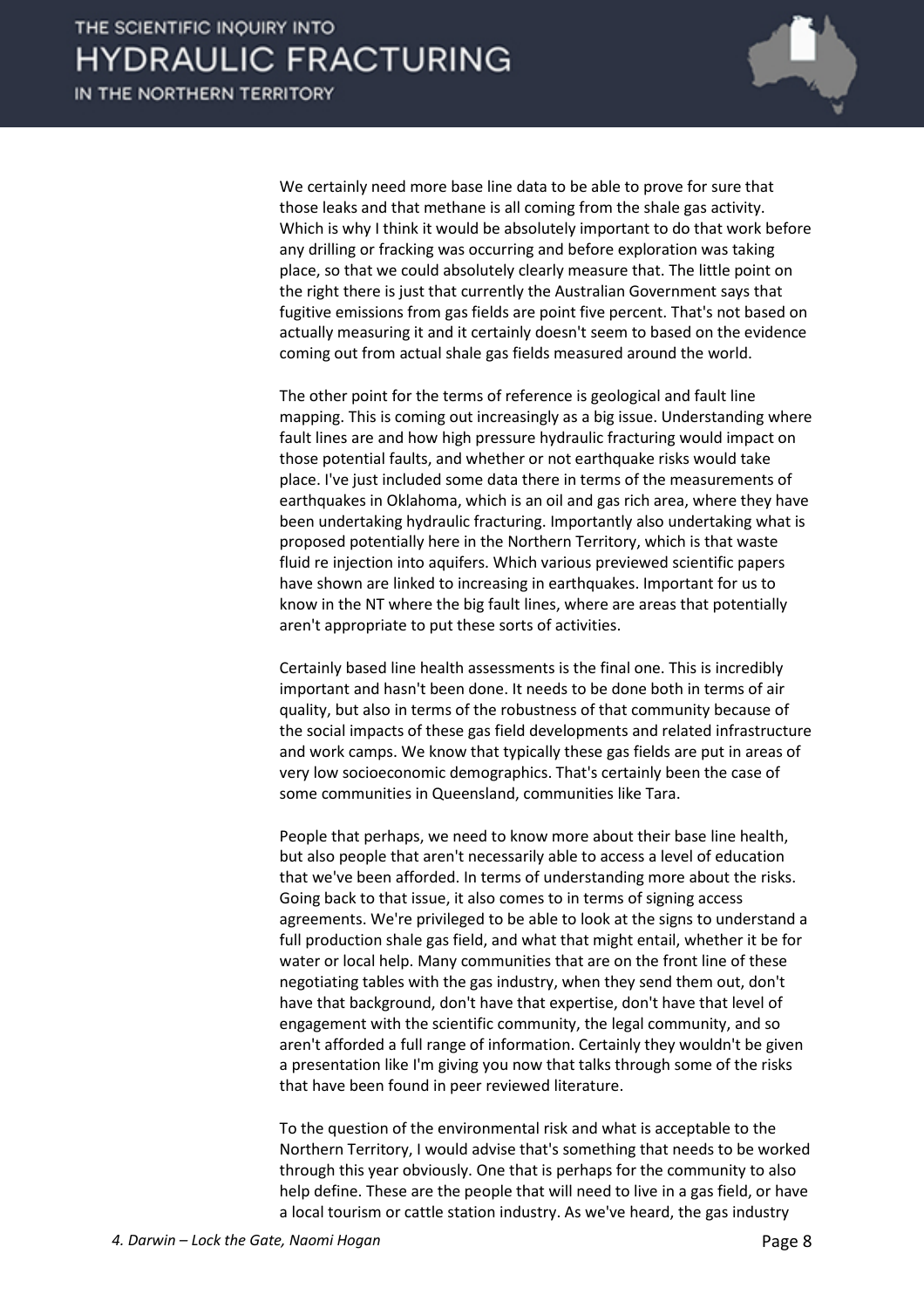We certainly need more base line data to be able to prove for sure that those leaks and that methane is all coming from the shale gas activity. Which is why I think it would be absolutely important to do that work before any drilling or fracking was occurring and before exploration was taking place, so that we could absolutely clearly measure that. The little point on the right there is just that currently the Australian Government says that fugitive emissions from gas fields are point five percent. That's not based on actually measuring it and it certainly doesn't seem to based on the evidence coming out from actual shale gas fields measured around the world.

The other point for the terms of reference is geological and fault line mapping. This is coming out increasingly as a big issue. Understanding where fault lines are and how high pressure hydraulic fracturing would impact on those potential faults, and whether or not earthquake risks would take place. I've just included some data there in terms of the measurements of earthquakes in Oklahoma, which is an oil and gas rich area, where they have been undertaking hydraulic fracturing. Importantly also undertaking what is proposed potentially here in the Northern Territory, which is that waste fluid re injection into aquifers. Which various previewed scientific papers have shown are linked to increasing in earthquakes. Important for us to know in the NT where the big fault lines, where are areas that potentially aren't appropriate to put these sorts of activities.

Certainly based line health assessments is the final one. This is incredibly important and hasn't been done. It needs to be done both in terms of air quality, but also in terms of the robustness of that community because of the social impacts of these gas field developments and related infrastructure and work camps. We know that typically these gas fields are put in areas of very low socioeconomic demographics. That's certainly been the case of some communities in Queensland, communities like Tara.

People that perhaps, we need to know more about their base line health, but also people that aren't necessarily able to access a level of education that we've been afforded. In terms of understanding more about the risks. Going back to that issue, it also comes to in terms of signing access agreements. We're privileged to be able to look at the signs to understand a full production shale gas field, and what that might entail, whether it be for water or local help. Many communities that are on the front line of these negotiating tables with the gas industry, when they send them out, don't have that background, don't have that expertise, don't have that level of engagement with the scientific community, the legal community, and so aren't afforded a full range of information. Certainly they wouldn't be given a presentation like I'm giving you now that talks through some of the risks that have been found in peer reviewed literature.

To the question of the environmental risk and what is acceptable to the Northern Territory, I would advise that's something that needs to be worked through this year obviously. One that is perhaps for the community to also help define. These are the people that will need to live in a gas field, or have a local tourism or cattle station industry. As we've heard, the gas industry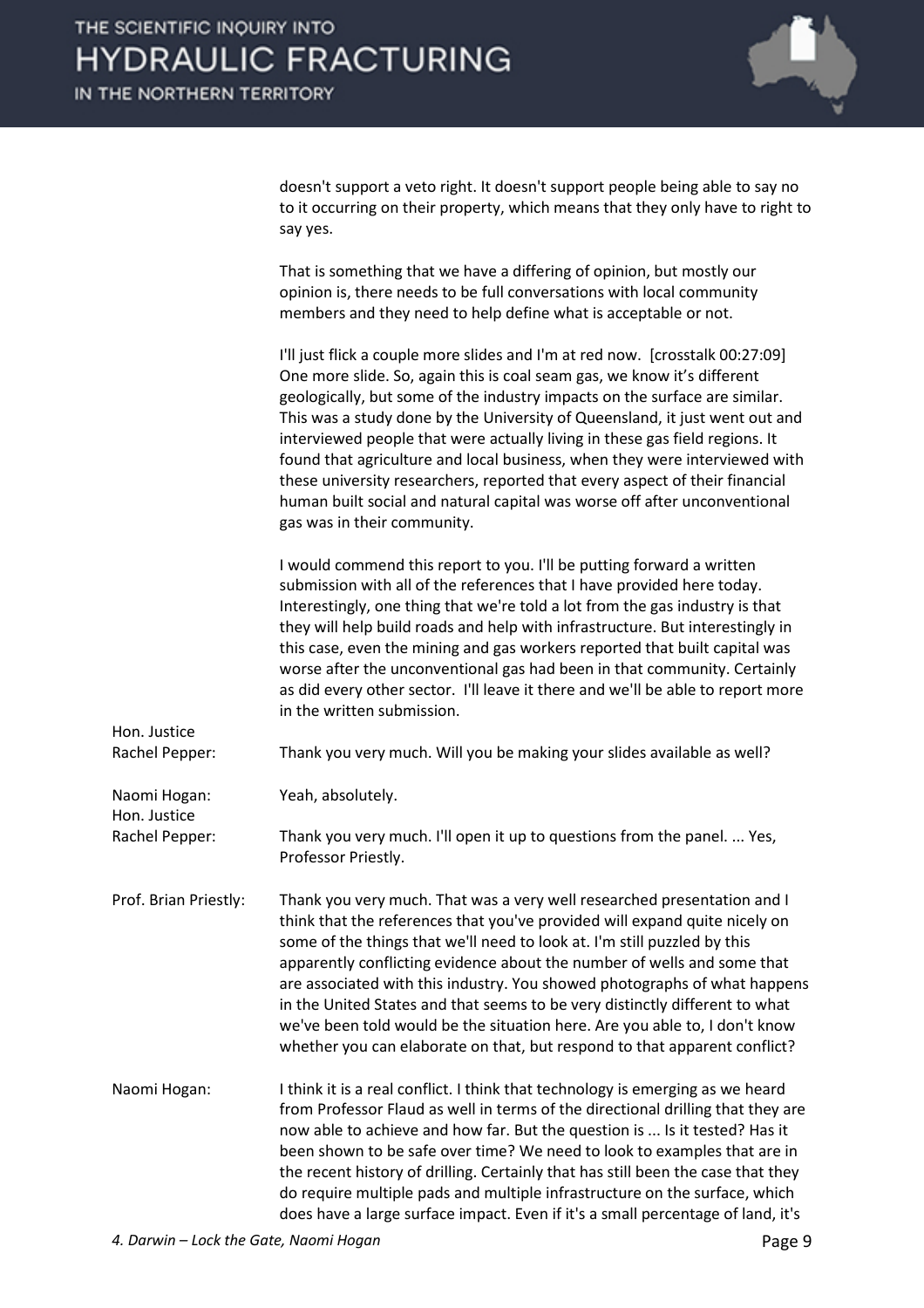doesn't support a veto right. It doesn't support people being able to say no to it occurring on their property, which means that they only have to right to say yes.

That is something that we have a differing of opinion, but mostly our opinion is, there needs to be full conversations with local community members and they need to help define what is acceptable or not.

I'll just flick a couple more slides and I'm at red now. [crosstalk 00:27:09] One more slide. So, again this is coal seam gas, we know it's different geologically, but some of the industry impacts on the surface are similar. This was a study done by the University of Queensland, it just went out and interviewed people that were actually living in these gas field regions. It found that agriculture and local business, when they were interviewed with these university researchers, reported that every aspect of their financial human built social and natural capital was worse off after unconventional gas was in their community.

I would commend this report to you. I'll be putting forward a written submission with all of the references that I have provided here today. Interestingly, one thing that we're told a lot from the gas industry is that they will help build roads and help with infrastructure. But interestingly in this case, even the mining and gas workers reported that built capital was worse after the unconventional gas had been in that community. Certainly as did every other sector. I'll leave it there and we'll be able to report more in the written submission.

**Hon. Justice Rachel Pepper:** Thank you very much. Will you be making your slides available as well?

**Naomi Hogan:** Yeah, absolutely.

**Hon. Justice Rachel Pepper:** Thank you very much. I'll open it up to questions from the panel. ... Yes, Professor Priestly.

**Prof. Brian Priestly:** Thank you very much. That was a very well researched presentation and I think that the references that you've provided will expand quite nicely on some of the things that we'll need to look at. I'm still puzzled by this apparently conflicting evidence about the number of wells and some that are associated with this industry. You showed photographs of what happens in the United States and that seems to be very distinctly different to what we've been told would be the situation here. Are you able to, I don't know whether you can elaborate on that, but respond to that apparent conflict?

**Naomi Hogan:** I think it is a real conflict. I think that technology is emerging as we heard from Professor Flaud as well in terms of the directional drilling that they are now able to achieve and how far. But the question is ... Is it tested? Has it been shown to be safe over time? We need to look to examples that are in the recent history of drilling. Certainly that has still been the case that they do require multiple pads and multiple infrastructure on the surface, which does have a large surface impact. Even if it's a small percentage of land, it's

*4. Darwin – Lock the Gate, Naomi Hogan*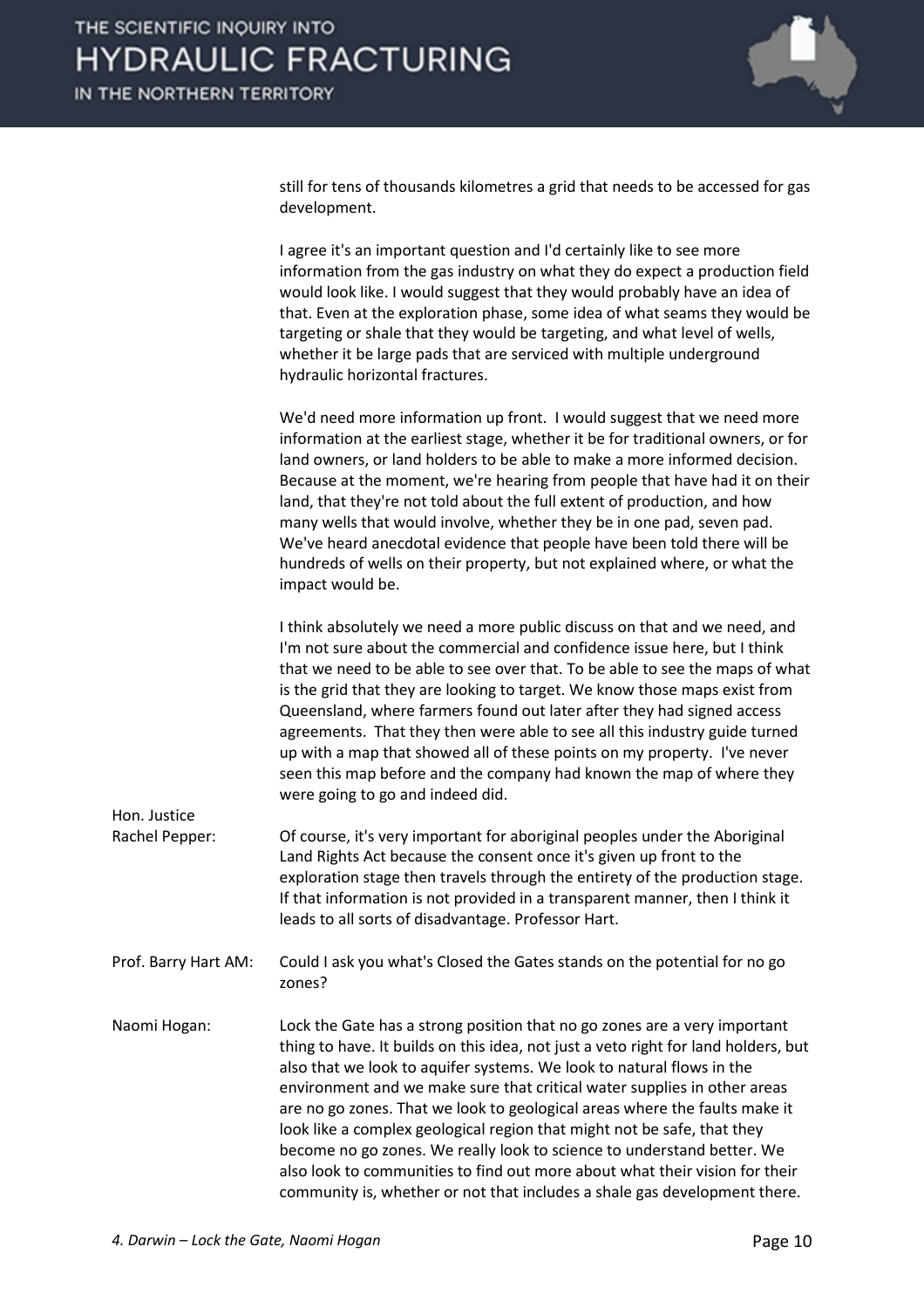still for tens of thousands kilometres a grid that needs to be accessed for gas development.

I agree it's an important question and I'd certainly like to see more information from the gas industry on what they do expect a production field would look like. I would suggest that they would probably have an idea of that. Even at the exploration phase, some idea of what seams they would be targeting or shale that they would be targeting, and what level of wells, whether it be large pads that are serviced with multiple underground hydraulic horizontal fractures.

We'd need more information up front. I would suggest that we need more information at the earliest stage, whether it be for traditional owners, or for land owners, or land holders to be able to make a more informed decision. Because at the moment, we're hearing from people that have had it on their land, that they're not told about the full extent of production, and how many wells that would involve, whether they be in one pad, seven pad. We've heard anecdotal evidence that people have been told there will be hundreds of wells on their property, but not explained where, or what the impact would be.

I think absolutely we need a more public discuss on that and we need, and I'm not sure about the commercial and confidence issue here, but I think that we need to be able to see over that. To be able to see the maps of what is the grid that they are looking to target. We know those maps exist from Queensland, where farmers found out later after they had signed access agreements. That they then were able to see all this industry guide turned up with a map that showed all of these points on my property. I've never seen this map before and the company had known the map of where they were going to go and indeed did.

**Hon. Justice Rachel Pepper:** Of course, it's very important for aboriginal peoples under the Aboriginal Land Rights Act because the consent once it's given up front to the exploration stage then travels through the entirety of the production stage. If that information is not provided in a transparent manner, then I think it leads to all sorts of disadvantage. Professor Hart.

**Prof. Barry Hart AM:** Could I ask you what's Closed the Gates stands on the potential for no go zones?

**Naomi Hogan:** Lock the Gate has a strong position that no go zones are a very important thing to have. It builds on this idea, not just a veto right for land holders, but also that we look to aquifer systems. We look to natural flows in the environment and we make sure that critical water supplies in other areas are no go zones. That we look to geological areas where the faults make it look like a complex geological region that might not be safe, that they become no go zones. We really look to science to understand better. We also look to communities to find out more about what their vision for their community is, whether or not that includes a shale gas development there.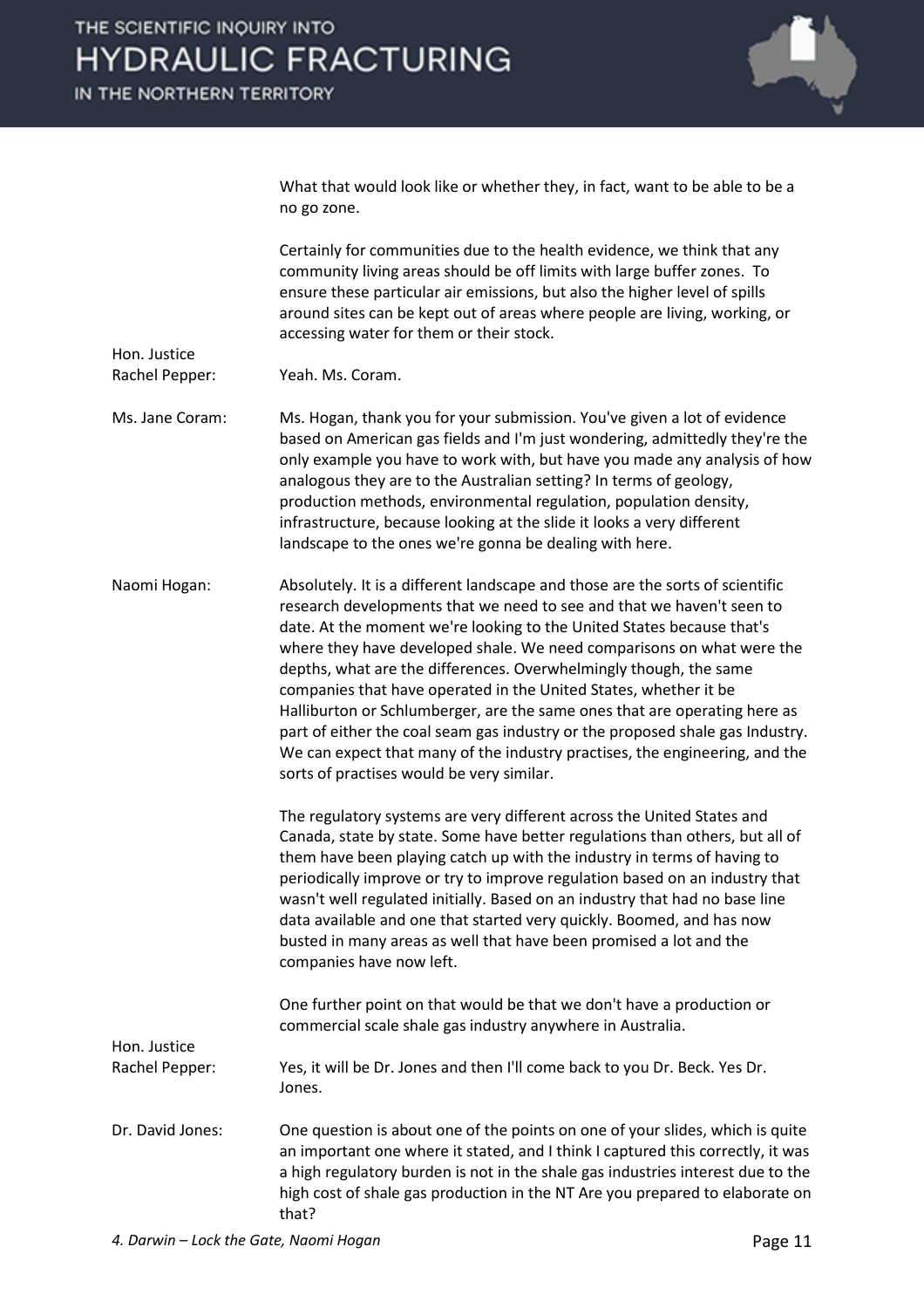What that would look like or whether they, in fact, want to be able to be a no go zone.

Certainly for communities due to the health evidence, we think that any community living areas should be off limits with large buffer zones. To ensure these particular air emissions, but also the higher level of spills around sites can be kept out of areas where people are living, working, or accessing water for them or their stock.

**Hon. Justice Rachel Pepper:** Yeah. Ms. Coram.

**Ms. Jane Coram:** Ms. Hogan, thank you for your submission. You've given a lot of evidence based on American gas fields and I'm just wondering, admittedly they're the only example you have to work with, but have you made any analysis of how analogous they are to the Australian setting? In terms of geology, production methods, environmental regulation, population density, infrastructure, because looking at the slide it looks a very different landscape to the ones we're gonna be dealing with here.

**Naomi Hogan:** Absolutely. It is a different landscape and those are the sorts of scientific research developments that we need to see and that we haven't seen to date. At the moment we're looking to the United States because that's where they have developed shale. We need comparisons on what were the depths, what are the differences. Overwhelmingly though, the same companies that have operated in the United States, whether it be Halliburton or Schlumberger, are the same ones that are operating here as part of either the coal seam gas industry or the proposed shale gas Industry. We can expect that many of the industry practises, the engineering, and the sorts of practises would be very similar.

The regulatory systems are very different across the United States and Canada, state by state. Some have better regulations than others, but all of them have been playing catch up with the industry in terms of having to periodically improve or try to improve regulation based on an industry that wasn't well regulated initially. Based on an industry that had no base line data available and one that started very quickly. Boomed, and has now busted in many areas as well that have been promised a lot and the companies have now left.

One further point on that would be that we don't have a production or commercial scale shale gas industry anywhere in Australia.

**Hon. Justice Rachel Pepper:** Yes, it will be Dr. Jones and then I'll come back to you Dr. Beck. Yes Dr. Jones.

**Dr. David Jones:** One question is about one of the points on one of your slides, which is quite an important one where it stated, and I think I captured this correctly, it was a high regulatory burden is not in the shale gas industries interest due to the high cost of shale gas production in the NT Are you prepared to elaborate on that?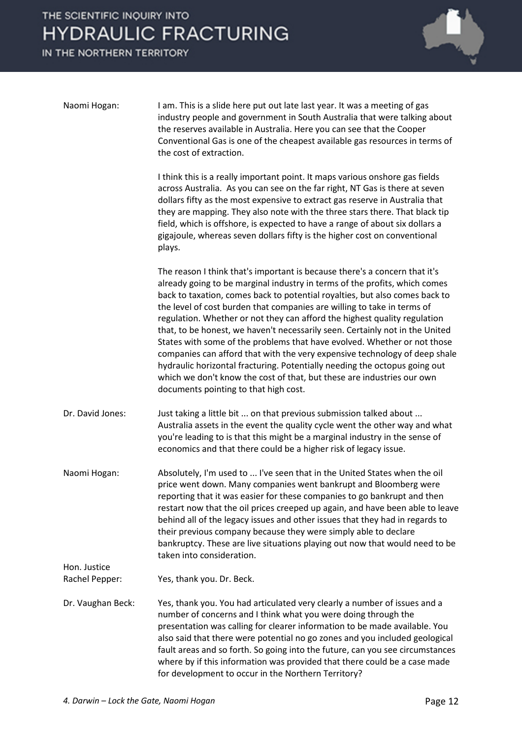Naomi Hogan: I am. This is a slide here put out late last year. It was a meeting of gas industry people and government in South Australia that were talking about the reserves available in Australia. Here you can see that the Cooper Conventional Gas is one of the cheapest available gas resources in terms of the cost of extraction.

I think this is a really important point. It maps various onshore gas fields across Australia. As you can see on the far right, NT Gas is there at seven dollars fifty as the most expensive to extract gas reserve in Australia that they are mapping. They also note with the three stars there. That black tip field, which is offshore, is expected to have a range of about six dollars a gigajoule, whereas seven dollars fifty is the higher cost on conventional plays.

The reason I think that's important is because there's a concern that it's already going to be marginal industry in terms of the profits, which comes back to taxation, comes back to potential royalties, but also comes back to the level of cost burden that companies are willing to take in terms of regulation. Whether or not they can afford the highest quality regulation that, to be honest, we haven't necessarily seen. Certainly not in the United States with some of the problems that have evolved. Whether or not those companies can afford that with the very expensive technology of deep shale hydraulic horizontal fracturing. Potentially needing the octopus going out which we don't know the cost of that, but these are industries our own documents pointing to that high cost.

Dr. David Jones: Just taking a little bit ... on that previous submission talked about ... Australia assets in the event the quality cycle went the other way and what you're leading to is that this might be a marginal industry in the sense of economics and that there could be a higher risk of legacy issue.

Naomi Hogan: Absolutely, I'm used to ... I've seen that in the United States when the oil price went down. Many companies went bankrupt and Bloomberg were reporting that it was easier for these companies to go bankrupt and then restart now that the oil prices creeped up again, and have been able to leave behind all of the legacy issues and other issues that they had in regards to their previous company because they were simply able to declare bankruptcy. These are live situations playing out now that would need to be taken into consideration.

Hon. Justice Rachel Pepper: Yes, thank you. Dr. Beck.

Dr. Vaughan Beck: Yes, thank you. You had articulated very clearly a number of issues and a number of concerns and I think what you were doing through the presentation was calling for clearer information to be made available. You also said that there were potential no go zones and you included geological fault areas and so forth. So going into the future, can you see circumstances where by if this information was provided that there could be a case made for development to occur in the Northern Territory?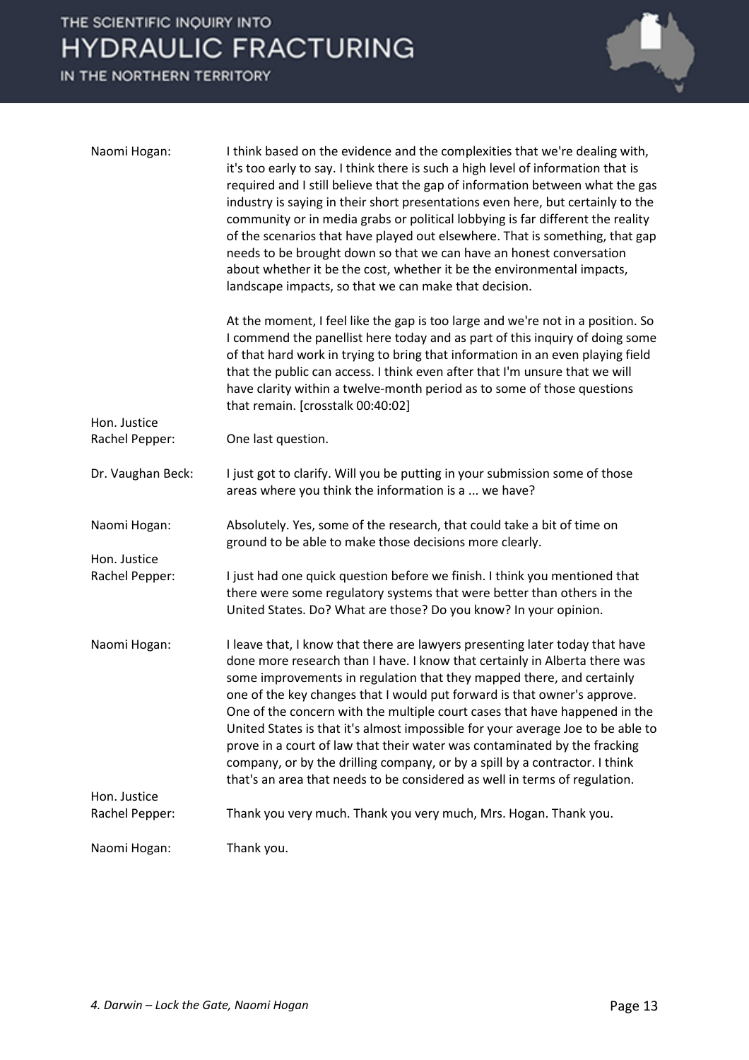Naomi Hogan: I think based on the evidence and the complexities that we're dealing with, it's too early to say. I think there is such a high level of information that is required and I still believe that the gap of information between what the gas industry is saying in their short presentations even here, but certainly to the community or in media grabs or political lobbying is far different the reality of the scenarios that have played out elsewhere. That is something, that gap needs to be brought down so that we can have an honest conversation about whether it be the cost, whether it be the environmental impacts, landscape impacts, so that we can make that decision.

At the moment, I feel like the gap is too large and we're not in a position. So I commend the panellist here today and as part of this inquiry of doing some of that hard work in trying to bring that information in an even playing field that the public can access. I think even after that I'm unsure that we will have clarity within a twelve-month period as to some of those questions that remain. [crosstalk 00:40:02]

Hon. Justice Rachel Pepper: One last question.

Dr. Vaughan Beck: I just got to clarify. Will you be putting in your submission some of those areas where you think the information is a ... we have?

Naomi Hogan: Absolutely. Yes, some of the research, that could take a bit of time on ground to be able to make those decisions more clearly.

Hon. Justice Rachel Pepper: I just had one quick question before we finish. I think you mentioned that there were some regulatory systems that were better than others in the United States. Do? What are those? Do you know? In your opinion.

Naomi Hogan: I leave that, I know that there are lawyers presenting later today that have done more research than I have. I know that certainly in Alberta there was some improvements in regulation that they mapped there, and certainly one of the key changes that I would put forward is that owner's approve. One of the concern with the multiple court cases that have happened in the United States is that it's almost impossible for your average Joe to be able to prove in a court of law that their water was contaminated by the fracking company, or by the drilling company, or by a spill by a contractor. I think that's an area that needs to be considered as well in terms of regulation.

Hon. Justice Rachel Pepper: Thank you very much. Thank you very much, Mrs. Hogan. Thank you.

Naomi Hogan: Thank you.